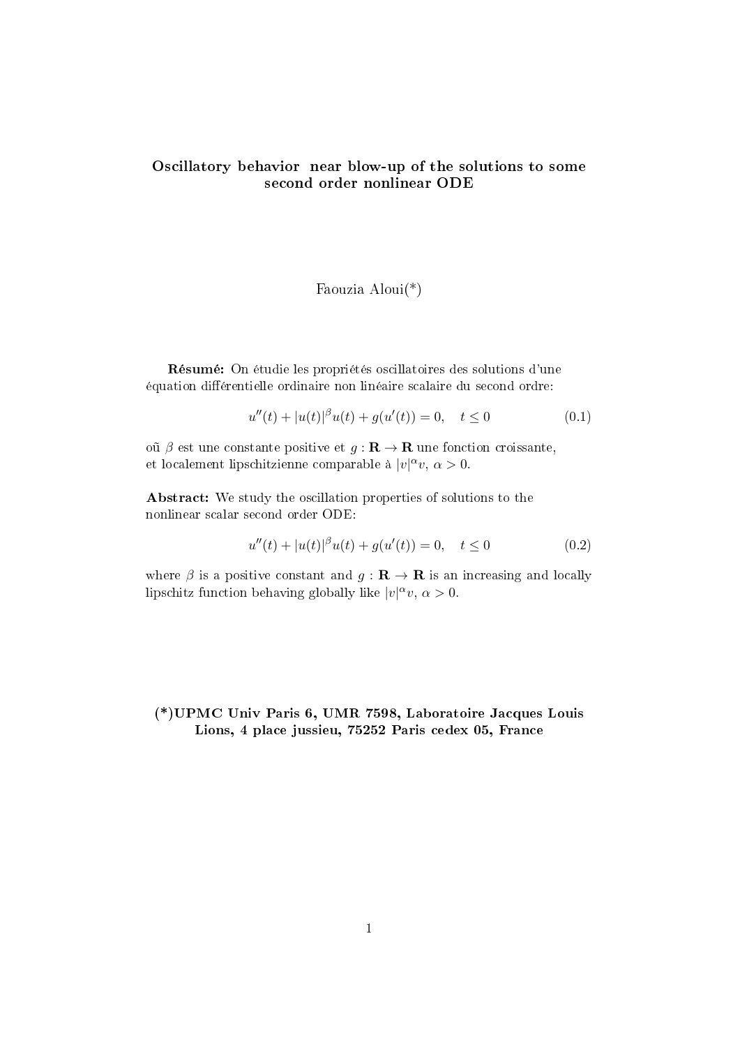# Oscillatory behavior near blow-up of the solutions to some second order nonlinear ODE

Faouzia Aloui(*)

**Résumé:** On étudie les propriétés oscillatoires des solutions d'une équation différentielle ordinaire non linéaire scalaire du second ordre:

$$u''(t) + |u(t)|^{\beta} u(t) + g(u'(t)) = 0, \quad t \le 0 \tag{0.1}$$

oũ $\beta$ est une constante positive et $g : \mathbf{R} \to \mathbf{R}$ une fonction croissante, et localement lipschitzienne comparable à $|v|^{\alpha} v$, $\alpha > 0$.

**Abstract:** We study the oscillation properties of solutions to the nonlinear scalar second order ODE:

$$u''(t) + |u(t)|^{\beta} u(t) + g(u'(t)) = 0, \quad t \le 0 \tag{0.2}$$

where $\beta$ is a positive constant and $g : \mathbf{R} \to \mathbf{R}$ is an increasing and locally lipschitz function behaving globally like $|v|^{\alpha} v$, $\alpha > 0$.

**(*)UPMC Univ Paris 6, UMR 7598, Laboratoire Jacques Louis Lions, 4 place jussieu, 75252 Paris cedex 05, France**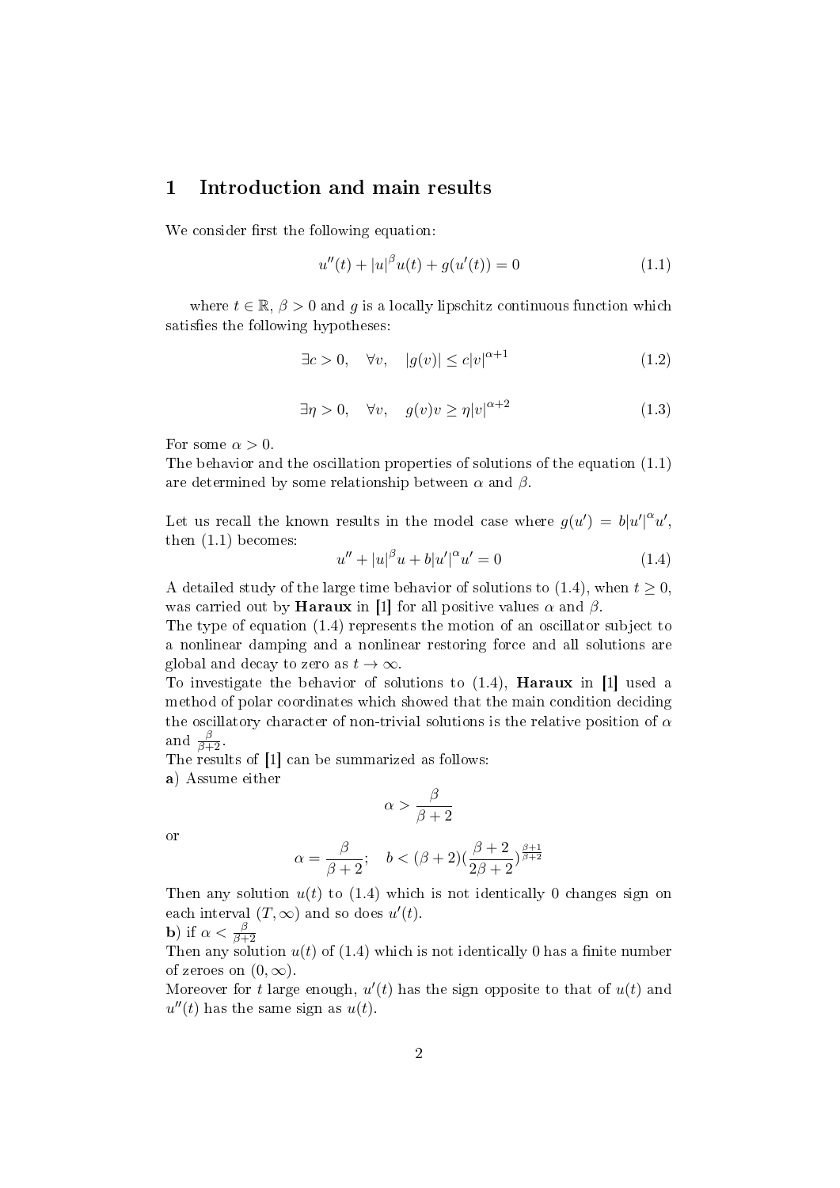# 1 Introduction and main results

We consider first the following equation:

$$u''(t) + |u|^{\beta} u(t) + g(u'(t)) = 0 \tag{1.1}$$

where $t \in \mathbb{R}$, $\beta > 0$ and $g$ is a locally lipschitz continuous function which satisfies the following hypotheses:

$$\exists c > 0, \quad \forall v, \quad |g(v)| \leq c|v|^{\alpha+1} \tag{1.2}$$

$$\exists \eta > 0, \quad \forall v, \quad g(v)v \geq \eta |v|^{\alpha+2} \tag{1.3}$$

For some $\alpha > 0$.
The behavior and the oscillation properties of solutions of the equation (1.1) are determined by some relationship between $\alpha$ and $\beta$.

Let us recall the known results in the model case where $g(u') = b|u'|^{\alpha}u'$, then (1.1) becomes:

$$u'' + |u|^{\beta} u + b|u'|^{\alpha} u' = 0 \tag{1.4}$$

A detailed study of the large time behavior of solutions to (1.4), when $t \geq 0$, was carried out by **Haraux** in [1] for all positive values $\alpha$ and $\beta$.
The type of equation (1.4) represents the motion of an oscillator subject to a nonlinear damping and a nonlinear restoring force and all solutions are global and decay to zero as $t \to \infty$.
To investigate the behavior of solutions to (1.4), **Haraux** in [1] used a method of polar coordinates which showed that the main condition deciding the oscillatory character of non-trivial solutions is the relative position of $\alpha$ and $\frac{\beta}{\beta+2}$.
The results of [1] can be summarized as follows:
**a**) Assume either

$$\alpha > \frac{\beta}{\beta+2}$$

or

$$\alpha = \frac{\beta}{\beta+2}; \quad b < (\beta+2)\left(\frac{\beta+2}{2\beta+2}\right)^{\frac{\beta+1}{\beta+2}}$$

Then any solution $u(t)$ to (1.4) which is not identically 0 changes sign on each interval $(T, \infty)$ and so does $u'(t)$.
**b**) if $\alpha < \frac{\beta}{\beta+2}$
Then any solution $u(t)$ of (1.4) which is not identically 0 has a finite number of zeroes on $(0, \infty)$.
Moreover for $t$ large enough, $u'(t)$ has the sign opposite to that of $u(t)$ and $u''(t)$ has the same sign as $u(t)$.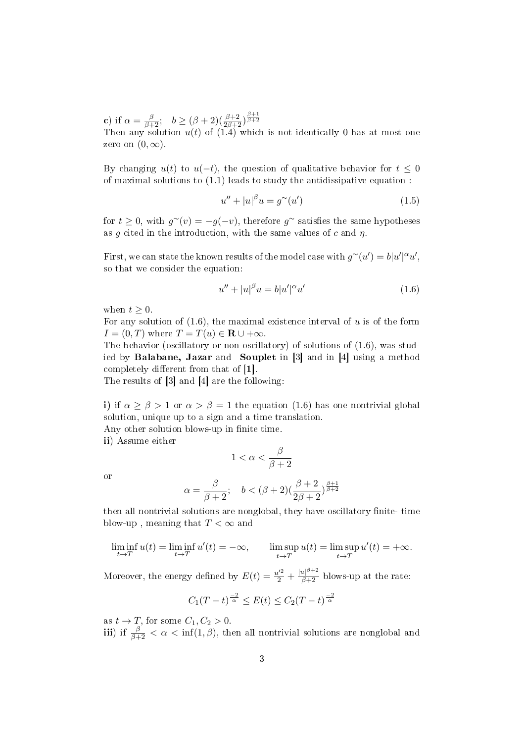**c)** if $\alpha = \frac{\beta}{\beta+2}$;  $b \geq (\beta+2)(\frac{\beta+2}{2\beta+2})^{\frac{\beta+1}{\beta+2}}$
Then any solution $u(t)$ of (1.4) which is not identically 0 has at most one zero on $(0, \infty)$.

By changing $u(t)$ to $u(-t)$, the question of qualitative behavior for $t \leq 0$ of maximal solutions to (1.1) leads to study the antidissipative equation :

$$u'' + |u|^{\beta} u = g^{\sim}(u') \tag{1.5}$$

for $t \geq 0$, with $g^{\sim}(v) = -g(-v)$, therefore $g^{\sim}$ satisfies the same hypotheses as $g$ cited in the introduction, with the same values of $c$ and $\eta$.

First, we can state the known results of the model case with $g^{\sim}(u') = b|u'|^{\alpha} u'$, so that we consider the equation:

$$u'' + |u|^{\beta} u = b|u'|^{\alpha} u' \tag{1.6}$$

when $t \geq 0$.
For any solution of (1.6), the maximal existence interval of $u$ is of the form $I = (0, T)$ where $T = T(u) \in \mathbf{R} \cup +\infty$.
The behavior (oscillatory or non-oscillatory) of solutions of (1.6), was studied by **Balabane, Jazar** and **Souplet** in **[3]** and in **[4]** using a method completely different from that of **[1]**.
The results of **[3]** and **[4]** are the following:

**i)** if $\alpha \geq \beta > 1$ or $\alpha > \beta = 1$ the equation (1.6) has one nontrivial global solution, unique up to a sign and a time translation.
Any other solution blows-up in finite time.
**ii)** Assume either

$$1 < \alpha < \frac{\beta}{\beta+2}$$

or

$$\alpha = \frac{\beta}{\beta+2}; \quad b < (\beta+2)(\frac{\beta+2}{2\beta+2})^{\frac{\beta+1}{\beta+2}}$$

then all nontrivial solutions are nonglobal, they have oscillatory finite- time blow-up , meaning that $T < \infty$ and

$$\liminf_{t \to T} u(t) = \liminf_{t \to T} u'(t) = -\infty, \qquad \limsup_{t \to T} u(t) = \limsup_{t \to T} u'(t) = +\infty.$$

Moreover, the energy defined by $E(t) = \frac{u'^2}{2} + \frac{|u|^{\beta+2}}{\beta+2}$ blows-up at the rate:

$$C_1 (T-t)^{\frac{-2}{\alpha}} \leq E(t) \leq C_2 (T-t)^{\frac{-2}{\alpha}}$$

as $t \to T$, for some $C_1, C_2 > 0$.
**iii)** if $\frac{\beta}{\beta+2} < \alpha < \inf(1, \beta)$, then all nontrivial solutions are nonglobal and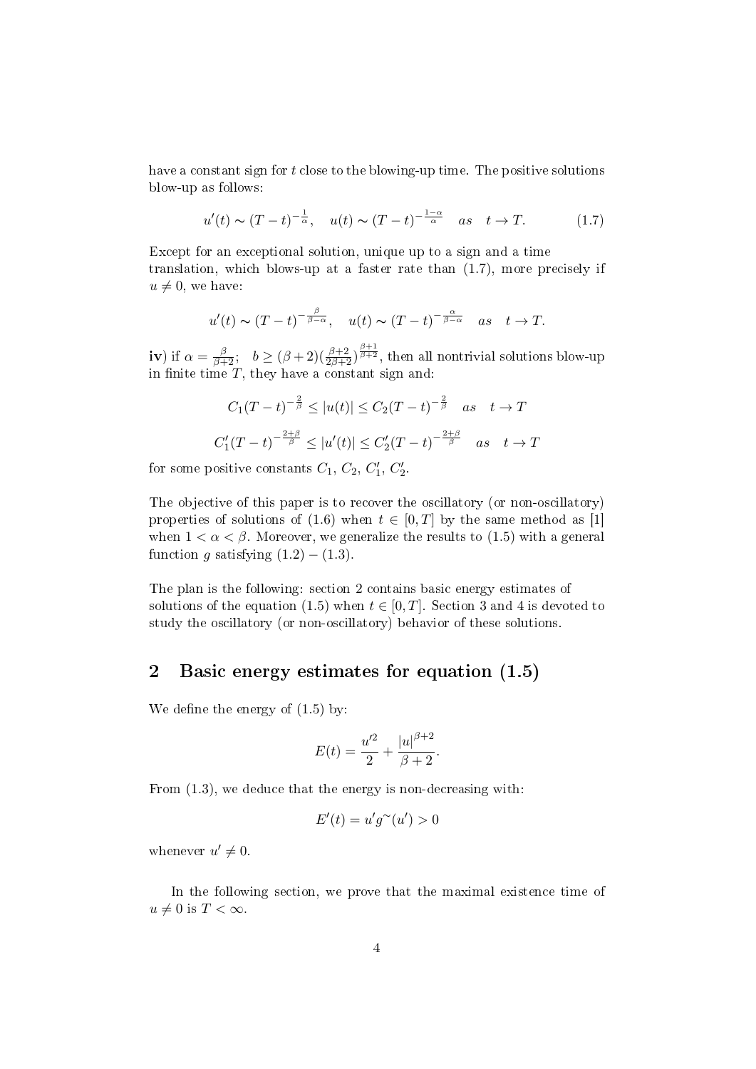have a constant sign for $t$ close to the blowing-up time. The positive solutions blow-up as follows:

$$u'(t) \sim (T-t)^{-\frac{1}{\alpha}}, \quad u(t) \sim (T-t)^{-\frac{1-\alpha}{\alpha}} \quad as \quad t \to T. \tag{1.7}$$

Except for an exceptional solution, unique up to a sign and a time translation, which blows-up at a faster rate than (1.7), more precisely if $u \neq 0$, we have:

$$u'(t) \sim (T-t)^{-\frac{\beta}{\beta-\alpha}}, \quad u(t) \sim (T-t)^{-\frac{\alpha}{\beta-\alpha}} \quad as \quad t \to T.$$

**iv**) if $\alpha = \frac{\beta}{\beta+2}$; $\quad b \geq (\beta+2)(\frac{\beta+2}{2\beta+2})^{\frac{\beta+1}{\beta+2}}$, then all nontrivial solutions blow-up in finite time $T$, they have a constant sign and:

$$C_1(T-t)^{-\frac{2}{\beta}} \leq |u(t)| \leq C_2(T-t)^{-\frac{2}{\beta}} \quad as \quad t \to T$$

$$C_1'(T-t)^{-\frac{2+\beta}{\beta}} \leq |u'(t)| \leq C_2'(T-t)^{-\frac{2+\beta}{\beta}} \quad as \quad t \to T$$

for some positive constants $C_1$, $C_2$, $C_1'$, $C_2'$.

The objective of this paper is to recover the oscillatory (or non-oscillatory) properties of solutions of (1.6) when $t \in [0,T]$ by the same method as [1] when $1 < \alpha < \beta$. Moreover, we generalize the results to (1.5) with a general function $g$ satisfying $(1.2) - (1.3)$.

The plan is the following: section 2 contains basic energy estimates of solutions of the equation (1.5) when $t \in [0,T]$. Section 3 and 4 is devoted to study the oscillatory (or non-oscillatory) behavior of these solutions.

## 2 Basic energy estimates for equation (1.5)

We define the energy of (1.5) by:

$$E(t) = \frac{u'^2}{2} + \frac{|u|^{\beta+2}}{\beta+2}.$$

From (1.3), we deduce that the energy is non-decreasing with:

$$E'(t) = u'g^{\sim}(u') > 0$$

whenever $u' \neq 0$.

In the following section, we prove that the maximal existence time of $u \neq 0$ is $T < \infty$.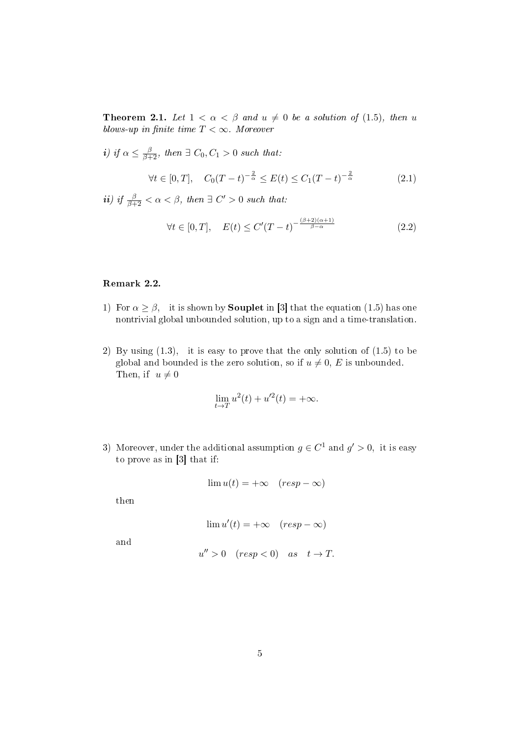**Theorem 2.1.** *Let $1 < \alpha < \beta$ and $u \neq 0$ be a solution of (1.5), then $u$ blows-up in finite time $T < \infty$. Moreover*

***i)*** *if $\alpha \leq \frac{\beta}{\beta+2}$, then $\exists\ C_0, C_1 > 0$ such that:*

$$\forall t \in [0,T], \quad C_0(T-t)^{-\frac{2}{\alpha}} \leq E(t) \leq C_1(T-t)^{-\frac{2}{\alpha}} \tag{2.1}$$

***ii)*** *if $\frac{\beta}{\beta+2} < \alpha < \beta$, then $\exists\ C' > 0$ such that:*

$$\forall t \in [0,T], \quad E(t) \leq C'(T-t)^{-\frac{(\beta+2)(\alpha+1)}{\beta-\alpha}} \tag{2.2}$$

**Remark 2.2.**

1) For $\alpha \geq \beta$, it is shown by **Souplet** in [3] that the equation (1.5) has one nontrivial global unbounded solution, up to a sign and a time-translation.

2) By using (1.3), it is easy to prove that the only solution of (1.5) to be global and bounded is the zero solution, so if $u \neq 0$, $E$ is unbounded. Then, if $u \neq 0$

$$\lim_{t \to T} u^2(t) + u'^2(t) = +\infty.$$

3) Moreover, under the additional assumption $g \in C^1$ and $g' > 0$, it is easy to prove as in [3] that if:

$$\lim u(t) = +\infty \quad (resp - \infty)$$

then

$$\lim u'(t) = +\infty \quad (resp - \infty)$$

and

$$u'' > 0 \quad (resp < 0) \quad as \quad t \to T.$$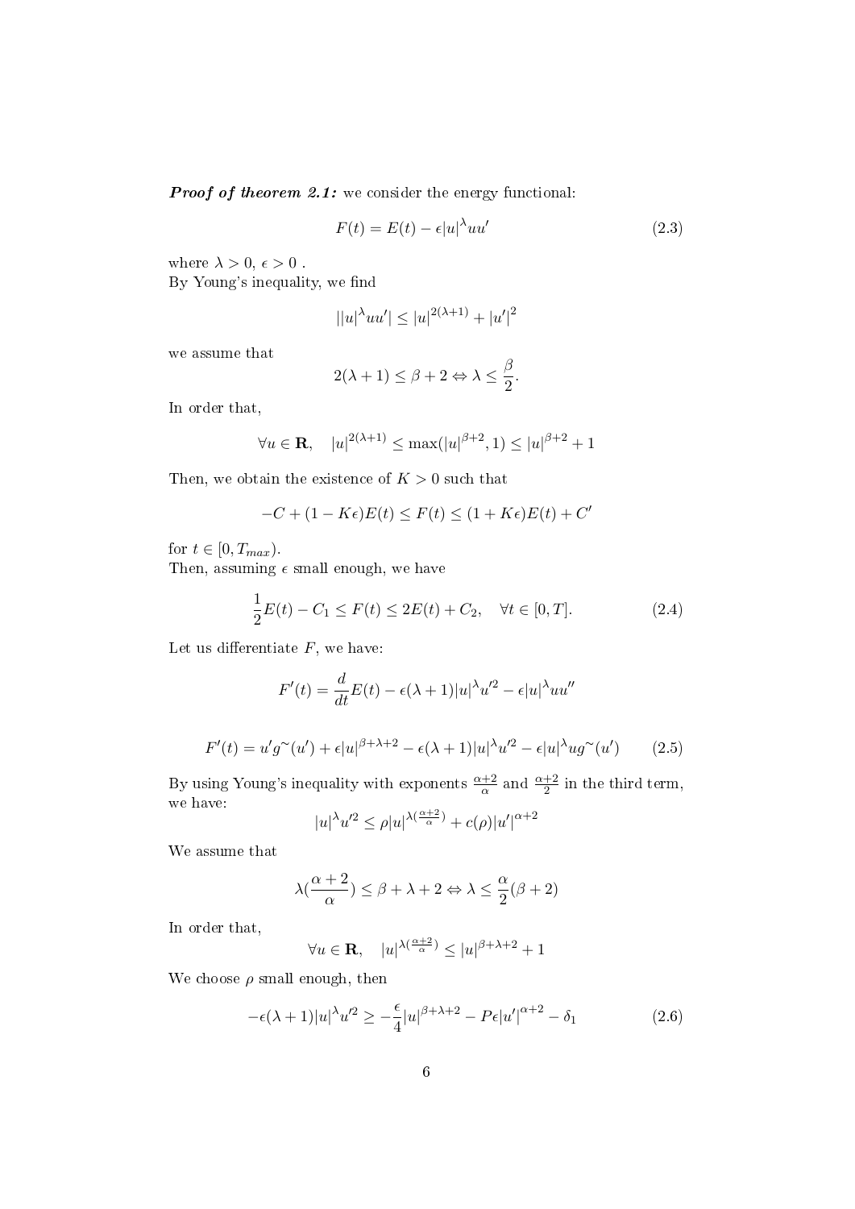***Proof of theorem 2.1:*** we consider the energy functional:

$$F(t) = E(t) - \epsilon|u|^{\lambda}uu' \tag{2.3}$$

where $\lambda > 0$, $\epsilon > 0$ .
By Young's inequality, we find

$$||u|^{\lambda}uu'| \leq |u|^{2(\lambda+1)} + |u'|^2$$

we assume that

$$2(\lambda+1) \leq \beta+2 \Leftrightarrow \lambda \leq \frac{\beta}{2}.$$

In order that,

$$\forall u \in \mathbf{R}, \quad |u|^{2(\lambda+1)} \leq \max(|u|^{\beta+2}, 1) \leq |u|^{\beta+2} + 1$$

Then, we obtain the existence of $K > 0$ such that

$$-C + (1 - K\epsilon)E(t) \leq F(t) \leq (1 + K\epsilon)E(t) + C'$$

for $t \in [0, T_{max})$.
Then, assuming $\epsilon$ small enough, we have

$$\frac{1}{2}E(t) - C_1 \leq F(t) \leq 2E(t) + C_2, \quad \forall t \in [0, T]. \tag{2.4}$$

Let us differentiate $F$, we have:

$$F'(t) = \frac{d}{dt}E(t) - \epsilon(\lambda+1)|u|^{\lambda}u'^2 - \epsilon|u|^{\lambda}uu''$$

$$F'(t) = u'g^{\sim}(u') + \epsilon|u|^{\beta+\lambda+2} - \epsilon(\lambda+1)|u|^{\lambda}u'^2 - \epsilon|u|^{\lambda}ug^{\sim}(u') \tag{2.5}$$

By using Young's inequality with exponents $\frac{\alpha+2}{\alpha}$ and $\frac{\alpha+2}{2}$ in the third term, we have:

$$|u|^{\lambda}u'^2 \leq \rho|u|^{\lambda(\frac{\alpha+2}{\alpha})} + c(\rho)|u'|^{\alpha+2}$$

We assume that

$$\lambda(\frac{\alpha+2}{\alpha}) \leq \beta+\lambda+2 \Leftrightarrow \lambda \leq \frac{\alpha}{2}(\beta+2)$$

In order that,

$$\forall u \in \mathbf{R}, \quad |u|^{\lambda(\frac{\alpha+2}{\alpha})} \leq |u|^{\beta+\lambda+2} + 1$$

We choose $\rho$ small enough, then

$$-\epsilon(\lambda+1)|u|^{\lambda}u'^2 \geq -\frac{\epsilon}{4}|u|^{\beta+\lambda+2} - P\epsilon|u'|^{\alpha+2} - \delta_1 \tag{2.6}$$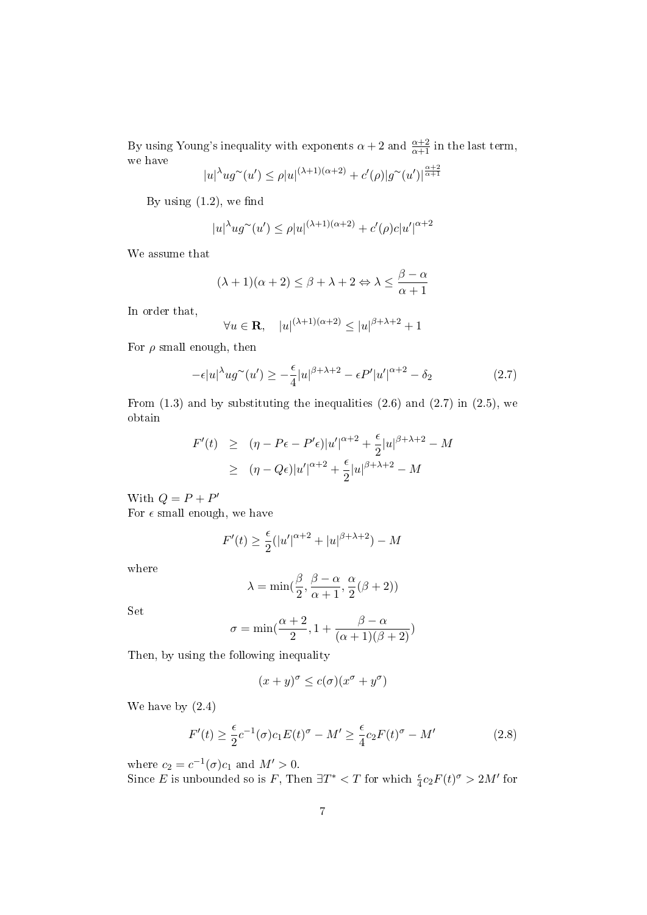By using Young's inequality with exponents $\alpha+2$ and $\frac{\alpha+2}{\alpha+1}$ in the last term, we have

$$|u|^{\lambda} u g^{\sim}(u') \leq \rho |u|^{(\lambda+1)(\alpha+2)} + c'(\rho) |g^{\sim}(u')|^{\frac{\alpha+2}{\alpha+1}}$$

By using (1.2), we find

$$|u|^{\lambda} u g^{\sim}(u') \leq \rho |u|^{(\lambda+1)(\alpha+2)} + c'(\rho) c |u'|^{\alpha+2}$$

We assume that

$$(\lambda+1)(\alpha+2) \leq \beta+\lambda+2 \Leftrightarrow \lambda \leq \frac{\beta-\alpha}{\alpha+1}$$

In order that,

$$\forall u \in \mathbf{R}, \quad |u|^{(\lambda+1)(\alpha+2)} \leq |u|^{\beta+\lambda+2} + 1$$

For $\rho$ small enough, then

$$-\epsilon |u|^{\lambda} u g^{\sim}(u') \geq -\frac{\epsilon}{4} |u|^{\beta+\lambda+2} - \epsilon P' |u'|^{\alpha+2} - \delta_2 \tag{2.7}$$

From (1.3) and by substituting the inequalities (2.6) and (2.7) in (2.5), we obtain

$$\begin{aligned}
F'(t) &\geq (\eta - P\epsilon - P'\epsilon) |u'|^{\alpha+2} + \frac{\epsilon}{2} |u|^{\beta+\lambda+2} - M \\
&\geq (\eta - Q\epsilon) |u'|^{\alpha+2} + \frac{\epsilon}{2} |u|^{\beta+\lambda+2} - M
\end{aligned}$$

With $Q = P + P'$

For $\epsilon$ small enough, we have

$$F'(t) \geq \frac{\epsilon}{2} (|u'|^{\alpha+2} + |u|^{\beta+\lambda+2}) - M$$

where

$$\lambda = \min\left(\frac{\beta}{2}, \frac{\beta-\alpha}{\alpha+1}, \frac{\alpha}{2}(\beta+2)\right)$$

Set

$$\sigma = \min\left(\frac{\alpha+2}{2}, 1 + \frac{\beta-\alpha}{(\alpha+1)(\beta+2)}\right)$$

Then, by using the following inequality

$$(x+y)^{\sigma} \leq c(\sigma)(x^{\sigma} + y^{\sigma})$$

We have by (2.4)

$$F'(t) \geq \frac{\epsilon}{2} c^{-1}(\sigma) c_1 E(t)^{\sigma} - M' \geq \frac{\epsilon}{4} c_2 F(t)^{\sigma} - M' \tag{2.8}$$

where $c_2 = c^{-1}(\sigma) c_1$ and $M' > 0$.

Since $E$ is unbounded so is $F$, Then $\exists T^* < T$ for which $\frac{\epsilon}{4} c_2 F(t)^{\sigma} > 2M'$ for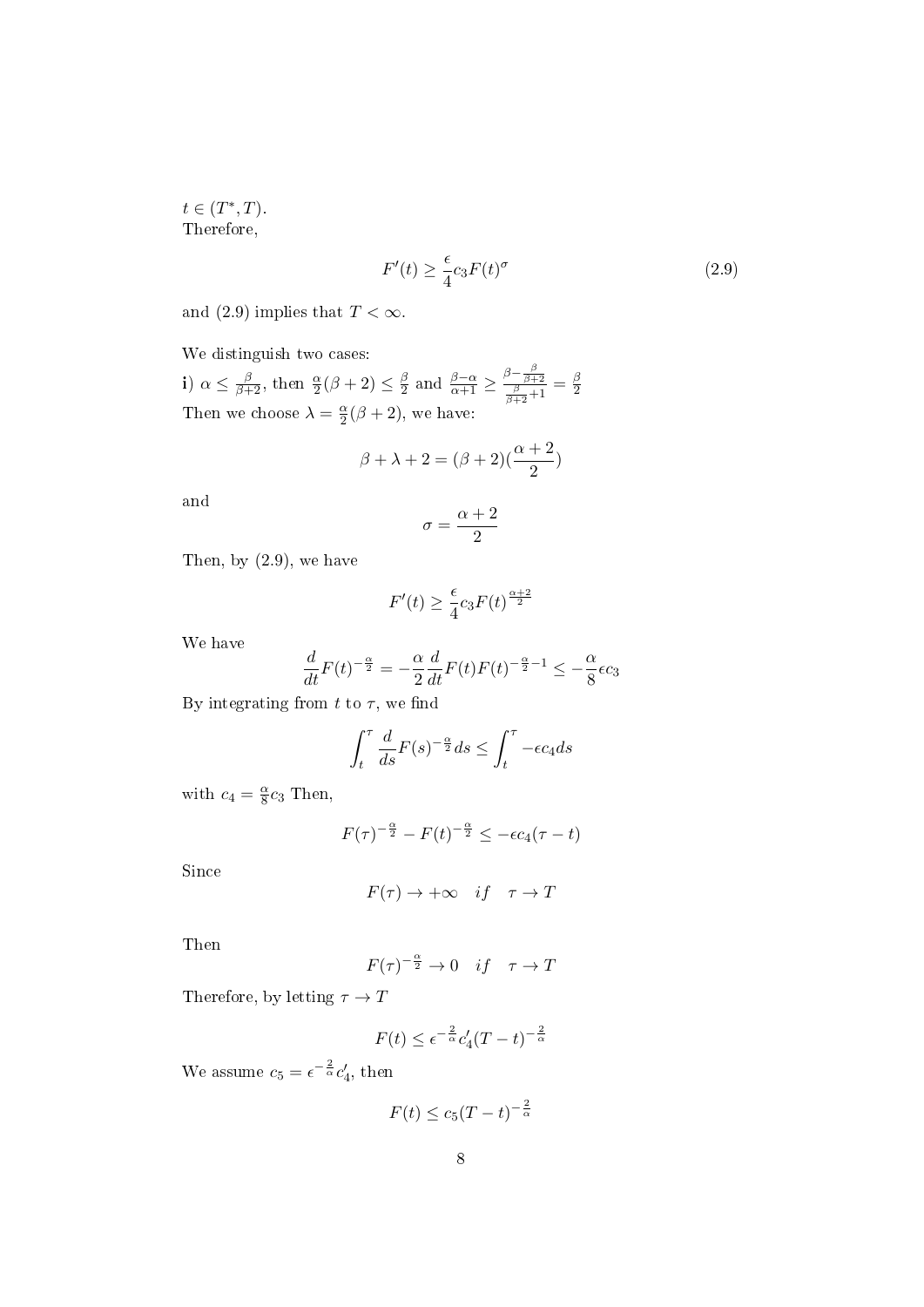$t \in (T^*, T)$.
Therefore,

$$F'(t) \geq \frac{\epsilon}{4} c_3 F(t)^\sigma \tag{2.9}$$

and (2.9) implies that $T < \infty$.

We distinguish two cases:
**i**) $\alpha \leq \frac{\beta}{\beta+2}$, then $\frac{\alpha}{2}(\beta+2) \leq \frac{\beta}{2}$ and $\frac{\beta-\alpha}{\alpha+1} \geq \frac{\beta - \frac{\beta}{\beta+2}}{\frac{\beta}{\beta+2}+1} = \frac{\beta}{2}$
Then we choose $\lambda = \frac{\alpha}{2}(\beta+2)$, we have:

$$\beta + \lambda + 2 = (\beta+2)\left(\frac{\alpha+2}{2}\right)$$

and

$$\sigma = \frac{\alpha+2}{2}$$

Then, by (2.9), we have

$$F'(t) \geq \frac{\epsilon}{4} c_3 F(t)^{\frac{\alpha+2}{2}}$$

We have

$$\frac{d}{dt} F(t)^{-\frac{\alpha}{2}} = -\frac{\alpha}{2} \frac{d}{dt} F(t) F(t)^{-\frac{\alpha}{2}-1} \leq -\frac{\alpha}{8} \epsilon c_3$$

By integrating from $t$ to $\tau$, we find

$$\int_t^\tau \frac{d}{ds} F(s)^{-\frac{\alpha}{2}} ds \leq \int_t^\tau -\epsilon c_4 ds$$

with $c_4 = \frac{\alpha}{8} c_3$ Then,

$$F(\tau)^{-\frac{\alpha}{2}} - F(t)^{-\frac{\alpha}{2}} \leq -\epsilon c_4 (\tau - t)$$

Since

$$F(\tau) \to +\infty \quad if \quad \tau \to T$$

Then

$$F(\tau)^{-\frac{\alpha}{2}} \to 0 \quad if \quad \tau \to T$$

Therefore, by letting $\tau \to T$

$$F(t) \leq \epsilon^{-\frac{2}{\alpha}} c_4' (T-t)^{-\frac{2}{\alpha}}$$

We assume $c_5 = \epsilon^{-\frac{2}{\alpha}} c_4'$, then

$$F(t) \leq c_5 (T-t)^{-\frac{2}{\alpha}}$$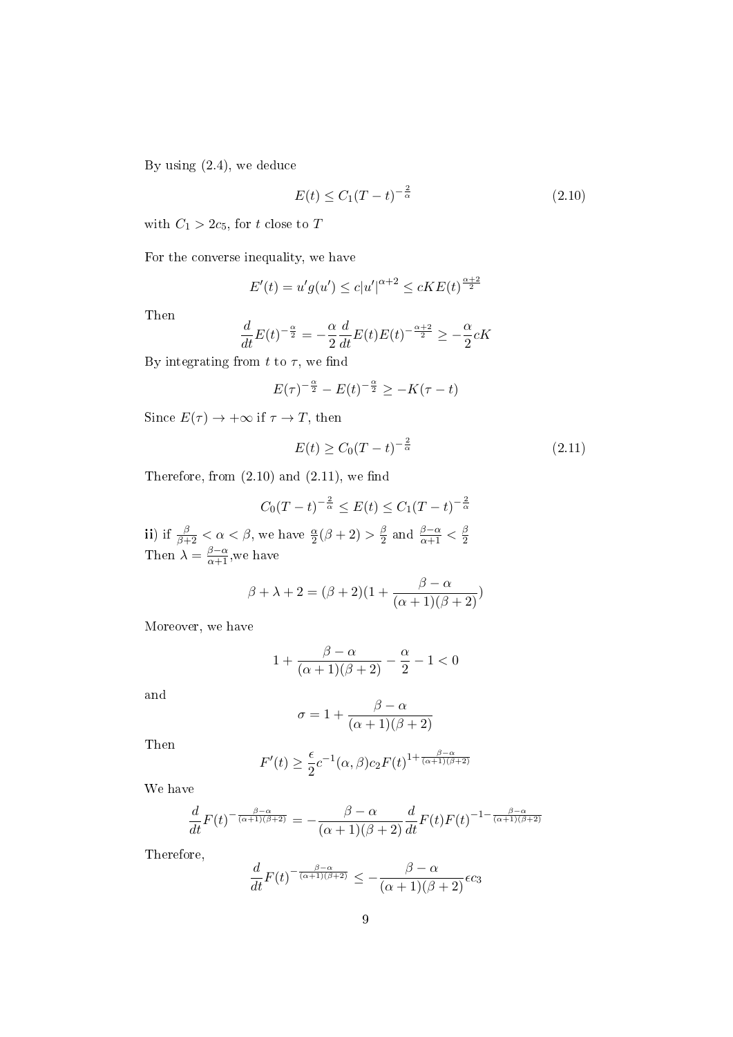By using (2.4), we deduce

$$E(t) \leq C_1(T-t)^{-\frac{2}{\alpha}} \tag{2.10}$$

with $C_1 > 2c_5$, for $t$ close to $T$

For the converse inequality, we have

$$E'(t) = u'g(u') \leq c|u'|^{\alpha+2} \leq cKE(t)^{\frac{\alpha+2}{2}}$$

Then

$$\frac{d}{dt}E(t)^{-\frac{\alpha}{2}} = -\frac{\alpha}{2}\frac{d}{dt}E(t)E(t)^{-\frac{\alpha+2}{2}} \geq -\frac{\alpha}{2}cK$$

By integrating from $t$ to $\tau$, we find

$$E(\tau)^{-\frac{\alpha}{2}} - E(t)^{-\frac{\alpha}{2}} \geq -K(\tau - t)$$

Since $E(\tau) \to +\infty$ if $\tau \to T$, then

$$E(t) \geq C_0(T-t)^{-\frac{2}{\alpha}} \tag{2.11}$$

Therefore, from (2.10) and (2.11), we find

$$C_0(T-t)^{-\frac{2}{\alpha}} \leq E(t) \leq C_1(T-t)^{-\frac{2}{\alpha}}$$

**ii)** if $\frac{\beta}{\beta+2} < \alpha < \beta$, we have $\frac{\alpha}{2}(\beta+2) > \frac{\beta}{2}$ and $\frac{\beta-\alpha}{\alpha+1} < \frac{\beta}{2}$
Then $\lambda = \frac{\beta-\alpha}{\alpha+1}$,we have

$$\beta + \lambda + 2 = (\beta+2)(1 + \frac{\beta-\alpha}{(\alpha+1)(\beta+2)})$$

Moreover, we have

$$1 + \frac{\beta-\alpha}{(\alpha+1)(\beta+2)} - \frac{\alpha}{2} - 1 < 0$$

and

$$\sigma = 1 + \frac{\beta-\alpha}{(\alpha+1)(\beta+2)}$$

Then

$$F'(t) \geq \frac{\epsilon}{2}c^{-1}(\alpha,\beta)c_2F(t)^{1+\frac{\beta-\alpha}{(\alpha+1)(\beta+2)}}$$

We have

$$\frac{d}{dt}F(t)^{-\frac{\beta-\alpha}{(\alpha+1)(\beta+2)}} = -\frac{\beta-\alpha}{(\alpha+1)(\beta+2)}\frac{d}{dt}F(t)F(t)^{-1-\frac{\beta-\alpha}{(\alpha+1)(\beta+2)}}$$

Therefore,

$$\frac{d}{dt}F(t)^{-\frac{\beta-\alpha}{(\alpha+1)(\beta+2)}} \leq -\frac{\beta-\alpha}{(\alpha+1)(\beta+2)}\epsilon c_3$$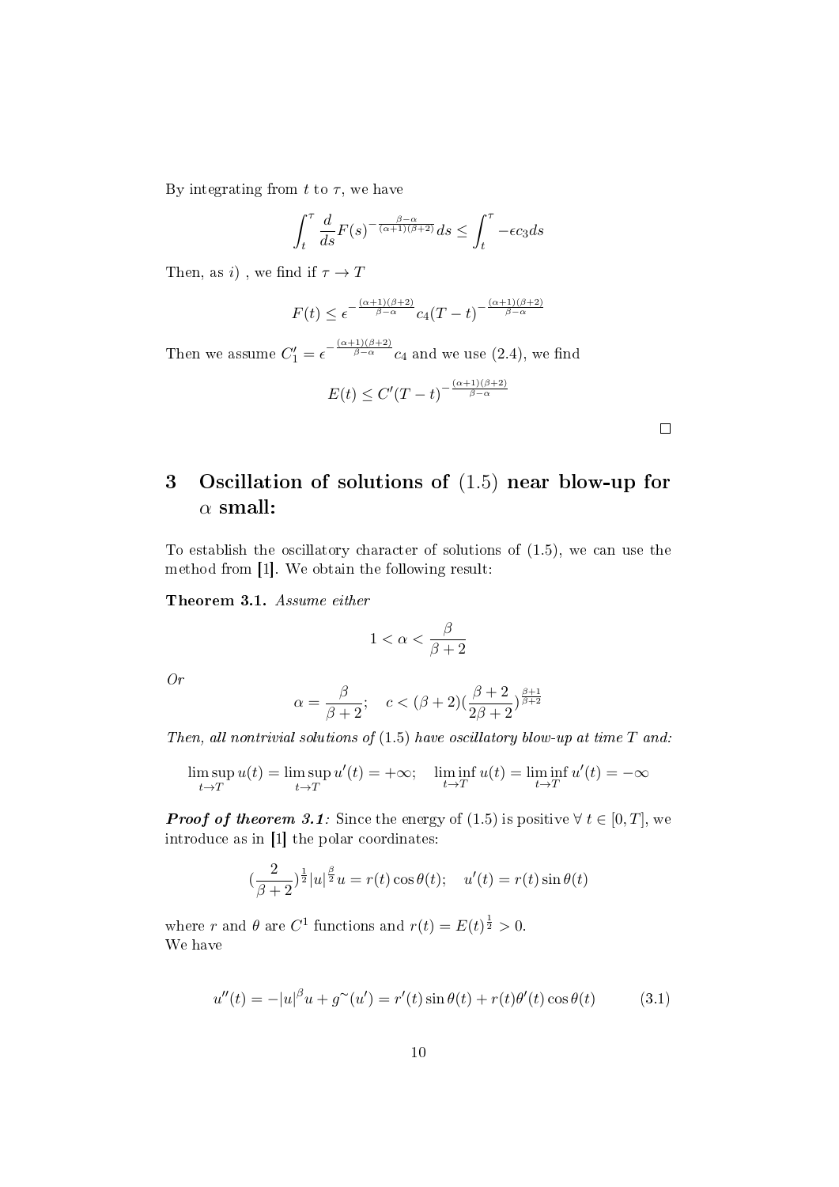By integrating from $t$ to $\tau$, we have

$$\int_t^\tau \frac{d}{ds}F(s)^{-\frac{\beta-\alpha}{(\alpha+1)(\beta+2)}}ds \leq \int_t^\tau -\epsilon c_3 ds$$

Then, as $i)$ , we find if $\tau \to T$

$$F(t) \leq \epsilon^{-\frac{(\alpha+1)(\beta+2)}{\beta-\alpha}} c_4 (T-t)^{-\frac{(\alpha+1)(\beta+2)}{\beta-\alpha}}$$

Then we assume $C_1' = \epsilon^{-\frac{(\alpha+1)(\beta+2)}{\beta-\alpha}} c_4$ and we use (2.4), we find

$$E(t) \leq C'(T-t)^{-\frac{(\alpha+1)(\beta+2)}{\beta-\alpha}}$$

□

# 3 Oscillation of solutions of (1.5) near blow-up for $\alpha$ small:

To establish the oscillatory character of solutions of (1.5), we can use the method from [1]. We obtain the following result:

**Theorem 3.1.** *Assume either*

$$1 < \alpha < \frac{\beta}{\beta+2}$$

*Or*

$$\alpha = \frac{\beta}{\beta+2}; \quad c < (\beta+2)(\frac{\beta+2}{2\beta+2})^{\frac{\beta+1}{\beta+2}}$$

*Then, all nontrivial solutions of* (1.5) *have oscillatory blow-up at time* $T$ *and:*

$$\limsup_{t\to T} u(t) = \limsup_{t\to T} u'(t) = +\infty; \quad \liminf_{t\to T} u(t) = \liminf_{t\to T} u'(t) = -\infty$$

***Proof of theorem 3.1**:* Since the energy of (1.5) is positive $\forall\ t \in [0,T]$, we introduce as in [1] the polar coordinates:

$$(\frac{2}{\beta+2})^{\frac{1}{2}}|u|^{\frac{\beta}{2}}u = r(t)\cos\theta(t); \quad u'(t) = r(t)\sin\theta(t)$$

where $r$ and $\theta$ are $C^1$ functions and $r(t) = E(t)^{\frac{1}{2}} > 0$.
We have

$$u''(t) = -|u|^\beta u + g^{\sim}(u') = r'(t)\sin\theta(t) + r(t)\theta'(t)\cos\theta(t) \tag{3.1}$$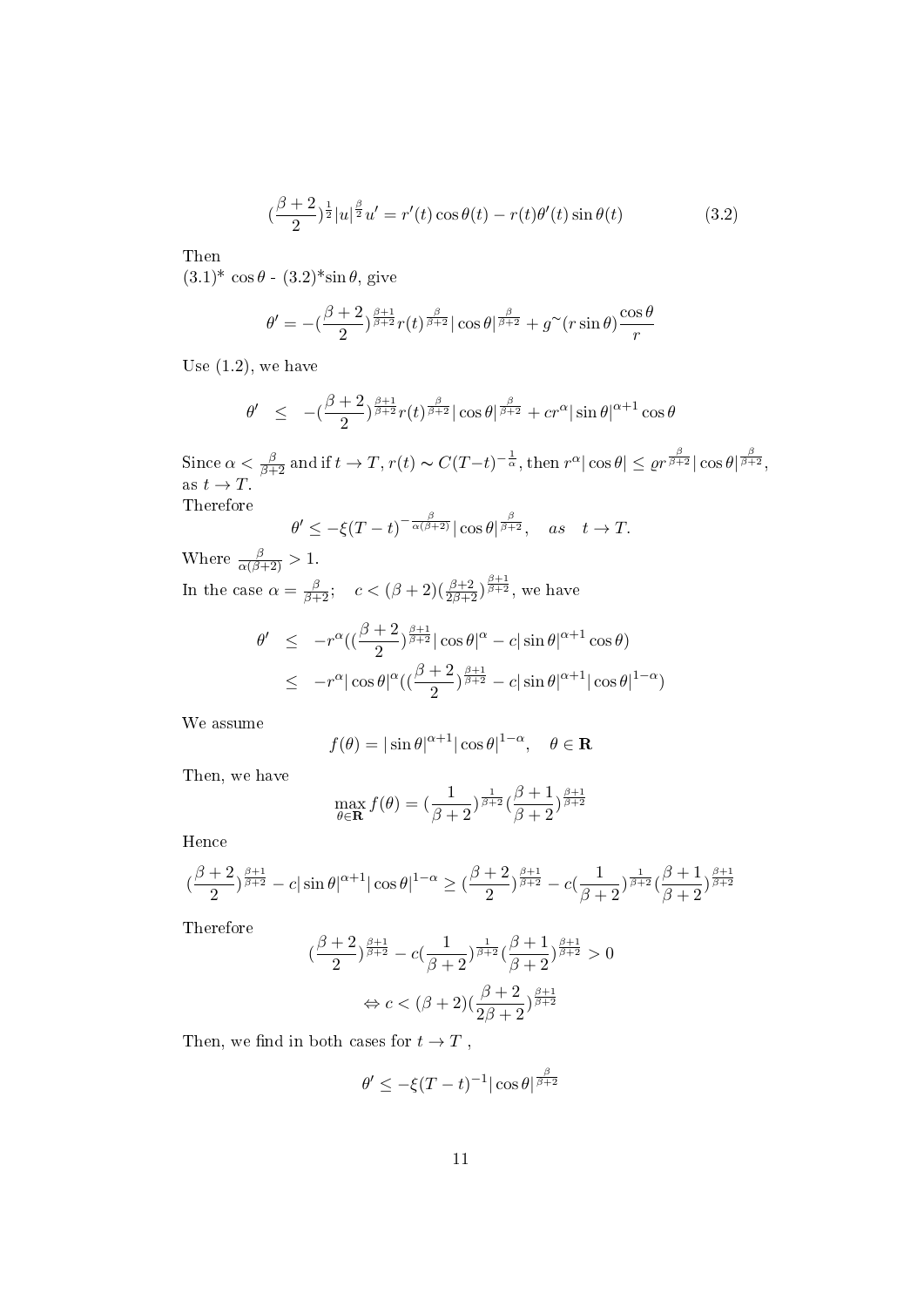$$(\frac{\beta+2}{2})^{\frac{1}{2}}|u|^{\frac{\beta}{2}}u' = r'(t)\cos\theta(t) - r(t)\theta'(t)\sin\theta(t) \tag{3.2}$$

Then

(3.1)* $\cos\theta$ - (3.2)*$\sin\theta$, give

$$\theta' = -(\frac{\beta+2}{2})^{\frac{\beta+1}{\beta+2}} r(t)^{\frac{\beta}{\beta+2}}|\cos\theta|^{\frac{\beta}{\beta+2}} + g^{\sim}(r\sin\theta)\frac{\cos\theta}{r}$$

Use (1.2), we have

$$\theta' \quad \leq \quad -(\frac{\beta+2}{2})^{\frac{\beta+1}{\beta+2}} r(t)^{\frac{\beta}{\beta+2}}|\cos\theta|^{\frac{\beta}{\beta+2}} + cr^{\alpha}|\sin\theta|^{\alpha+1}\cos\theta$$

Since $\alpha < \frac{\beta}{\beta+2}$ and if $t \to T$, $r(t) \sim C(T-t)^{-\frac{1}{\alpha}}$, then $r^{\alpha}|\cos\theta| \leq \varrho r^{\frac{\beta}{\beta+2}}|\cos\theta|^{\frac{\beta}{\beta+2}}$, as $t \to T$.

Therefore

$$\theta' \leq -\xi(T-t)^{-\frac{\beta}{\alpha(\beta+2)}}|\cos\theta|^{\frac{\beta}{\beta+2}}, \quad as \quad t \to T.$$

Where $\frac{\beta}{\alpha(\beta+2)} > 1$.

In the case $\alpha = \frac{\beta}{\beta+2}$; $\quad c < (\beta+2)(\frac{\beta+2}{2\beta+2})^{\frac{\beta+1}{\beta+2}}$, we have

$$\begin{aligned}
\theta' \quad &\leq \quad -r^{\alpha}((\frac{\beta+2}{2})^{\frac{\beta+1}{\beta+2}}|\cos\theta|^{\alpha} - c|\sin\theta|^{\alpha+1}\cos\theta) \\
&\leq \quad -r^{\alpha}|\cos\theta|^{\alpha}((\frac{\beta+2}{2})^{\frac{\beta+1}{\beta+2}} - c|\sin\theta|^{\alpha+1}|\cos\theta|^{1-\alpha})
\end{aligned}$$

We assume

$$f(\theta) = |\sin\theta|^{\alpha+1}|\cos\theta|^{1-\alpha}, \quad \theta \in \mathbf{R}$$

Then, we have

$$\max_{\theta\in\mathbf{R}} f(\theta) = (\frac{1}{\beta+2})^{\frac{1}{\beta+2}}(\frac{\beta+1}{\beta+2})^{\frac{\beta+1}{\beta+2}}$$

Hence

$$(\frac{\beta+2}{2})^{\frac{\beta+1}{\beta+2}} - c|\sin\theta|^{\alpha+1}|\cos\theta|^{1-\alpha} \geq (\frac{\beta+2}{2})^{\frac{\beta+1}{\beta+2}} - c(\frac{1}{\beta+2})^{\frac{1}{\beta+2}}(\frac{\beta+1}{\beta+2})^{\frac{\beta+1}{\beta+2}}$$

Therefore

$$(\frac{\beta+2}{2})^{\frac{\beta+1}{\beta+2}} - c(\frac{1}{\beta+2})^{\frac{1}{\beta+2}}(\frac{\beta+1}{\beta+2})^{\frac{\beta+1}{\beta+2}} > 0$$

$$\Leftrightarrow c < (\beta+2)(\frac{\beta+2}{2\beta+2})^{\frac{\beta+1}{\beta+2}}$$

Then, we find in both cases for $t \to T$ ,

$$\theta' \leq -\xi(T-t)^{-1}|\cos\theta|^{\frac{\beta}{\beta+2}}$$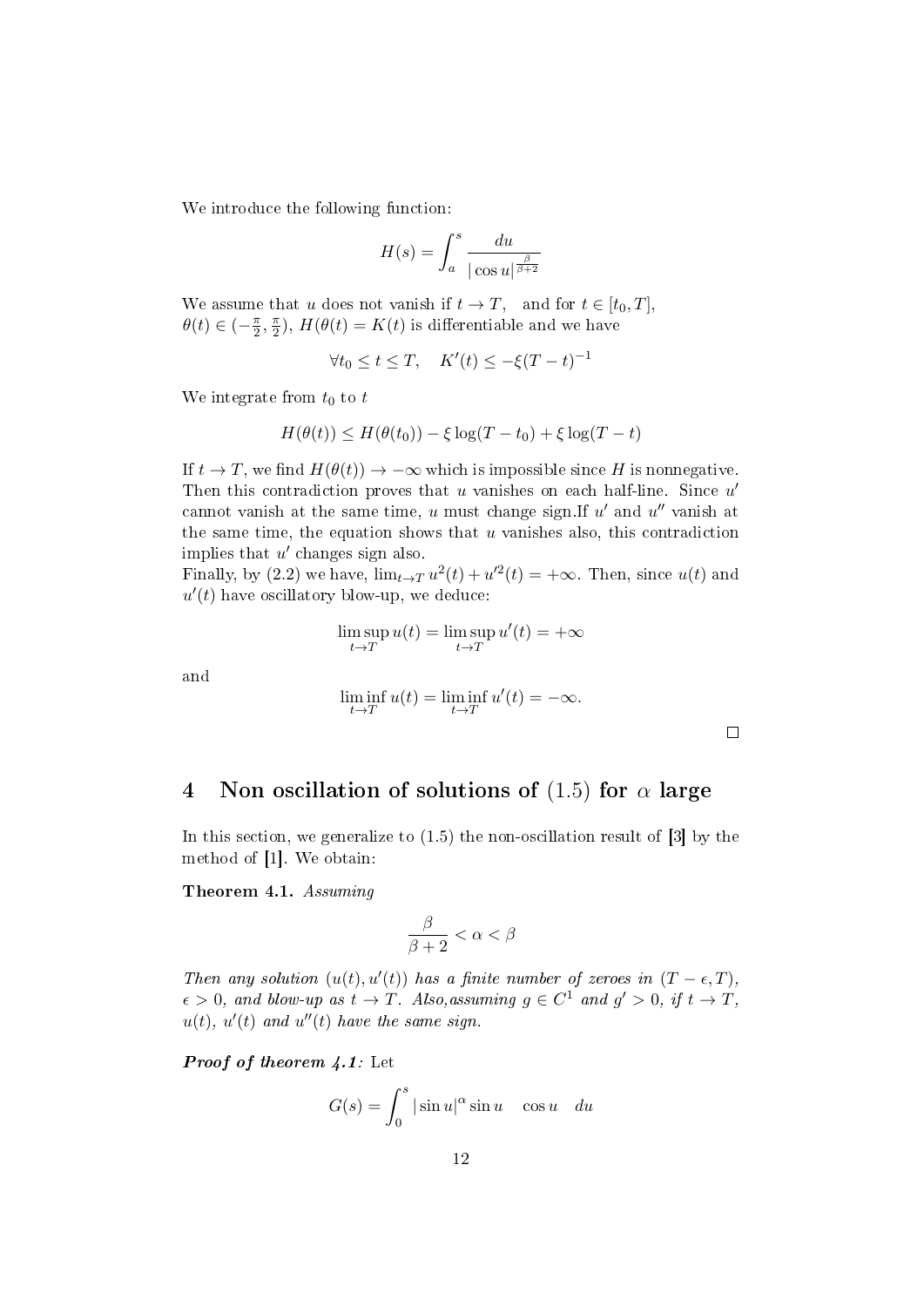We introduce the following function:

$$H(s) = \int_a^s \frac{du}{|\cos u|^{\frac{\beta}{\beta+2}}}$$

We assume that $u$ does not vanish if $t \to T$, and for $t \in [t_0, T]$, $\theta(t) \in (-\frac{\pi}{2}, \frac{\pi}{2})$, $H(\theta(t) = K(t)$ is differentiable and we have

$$\forall t_0 \leq t \leq T, \quad K'(t) \leq -\xi(T-t)^{-1}$$

We integrate from $t_0$ to $t$

$$H(\theta(t)) \leq H(\theta(t_0)) - \xi \log(T - t_0) + \xi \log(T - t)$$

If $t \to T$, we find $H(\theta(t)) \to -\infty$ which is impossible since $H$ is nonnegative. Then this contradiction proves that $u$ vanishes on each half-line. Since $u'$ cannot vanish at the same time, $u$ must change sign.If $u'$ and $u''$ vanish at the same time, the equation shows that $u$ vanishes also, this contradiction implies that $u'$ changes sign also.

Finally, by (2.2) we have, $\lim_{t \to T} u^2(t) + u'^2(t) = +\infty$. Then, since $u(t)$ and $u'(t)$ have oscillatory blow-up, we deduce:

$$\limsup_{t \to T} u(t) = \limsup_{t \to T} u'(t) = +\infty$$

and

$$\liminf_{t \to T} u(t) = \liminf_{t \to T} u'(t) = -\infty.$$

□

## 4 Non oscillation of solutions of (1.5) for $\alpha$ large

In this section, we generalize to (1.5) the non-oscillation result of [3] by the method of [1]. We obtain:

**Theorem 4.1.** *Assuming*

$$\frac{\beta}{\beta+2} < \alpha < \beta$$

*Then any solution $(u(t), u'(t))$ has a finite number of zeroes in $(T - \epsilon, T)$, $\epsilon > 0$, and blow-up as $t \to T$. Also,assuming $g \in C^1$ and $g' > 0$, if $t \to T$, $u(t)$, $u'(t)$ and $u''(t)$ have the same sign.*

***Proof of theorem 4.1***: Let

$$G(s) = \int_0^s |\sin u|^\alpha \sin u \quad \cos u \quad du$$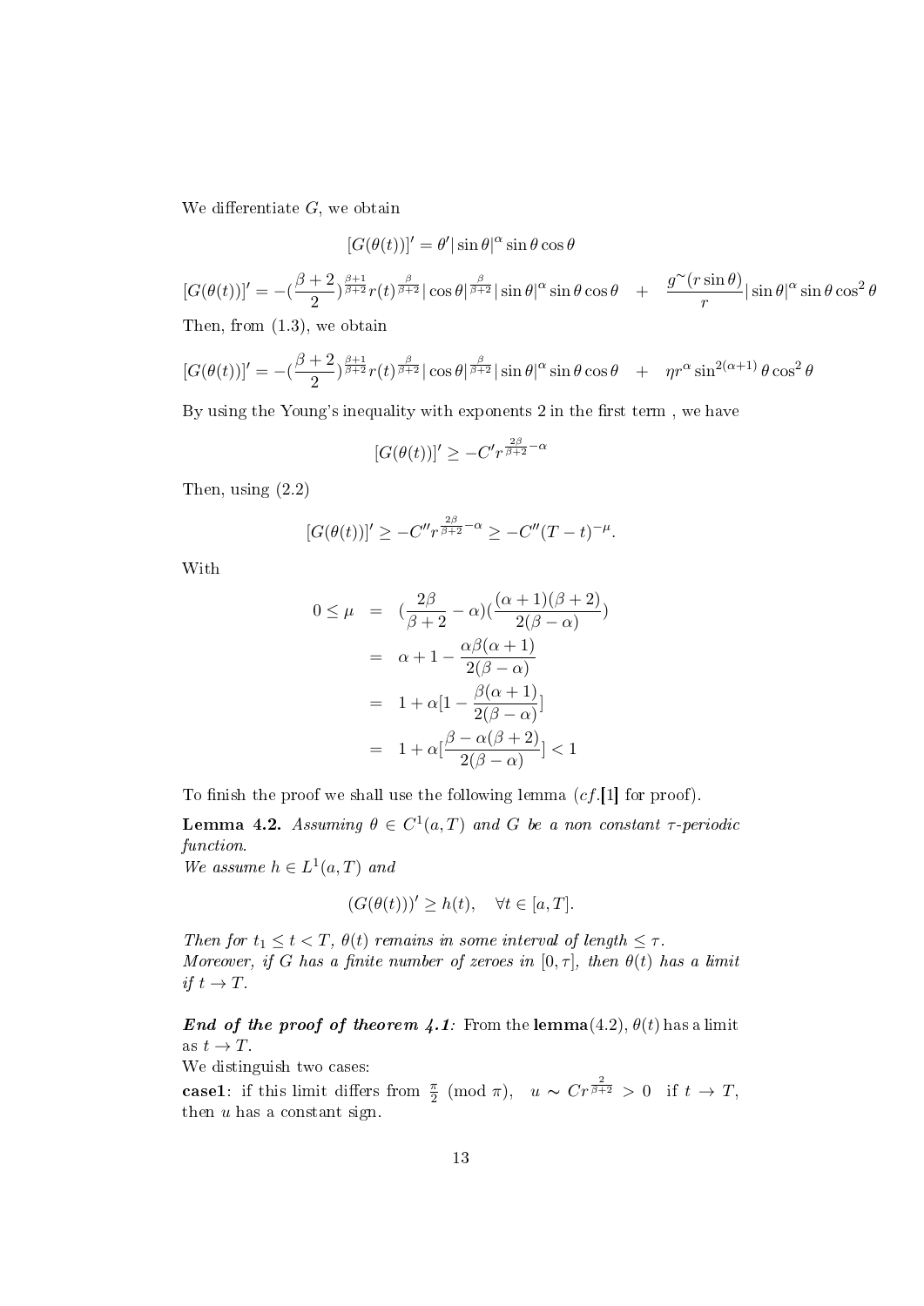We differentiate $G$, we obtain

$$[G(\theta(t))]' = \theta' |\sin\theta|^{\alpha} \sin\theta \cos\theta$$

$$[G(\theta(t))]' = -(\frac{\beta+2}{2})^{\frac{\beta+1}{\beta+2}} r(t)^{\frac{\beta}{\beta+2}} |\cos\theta|^{\frac{\beta}{\beta+2}} |\sin\theta|^{\alpha} \sin\theta\cos\theta \quad + \quad \frac{g^{\sim}(r\sin\theta)}{r} |\sin\theta|^{\alpha} \sin\theta\cos^2\theta$$

Then, from (1.3), we obtain

$$[G(\theta(t))]' = -(\frac{\beta+2}{2})^{\frac{\beta+1}{\beta+2}} r(t)^{\frac{\beta}{\beta+2}} |\cos\theta|^{\frac{\beta}{\beta+2}} |\sin\theta|^{\alpha} \sin\theta\cos\theta \quad + \quad \eta r^{\alpha} \sin^{2(\alpha+1)}\theta \cos^2\theta$$

By using the Young's inequality with exponents 2 in the first term , we have

$$[G(\theta(t))]' \geq -C' r^{\frac{2\beta}{\beta+2}-\alpha}$$

Then, using (2.2)

$$[G(\theta(t))]' \geq -C'' r^{\frac{2\beta}{\beta+2}-\alpha} \geq -C''(T-t)^{-\mu}.$$

With

$$\begin{aligned}
0 \leq \mu &= (\frac{2\beta}{\beta+2} - \alpha)(\frac{(\alpha+1)(\beta+2)}{2(\beta-\alpha)}) \\
&= \alpha + 1 - \frac{\alpha\beta(\alpha+1)}{2(\beta-\alpha)} \\
&= 1 + \alpha[1 - \frac{\beta(\alpha+1)}{2(\beta-\alpha)}] \\
&= 1 + \alpha[\frac{\beta - \alpha(\beta+2)}{2(\beta-\alpha)}] < 1
\end{aligned}$$

To finish the proof we shall use the following lemma ($cf.$[1] for proof).

**Lemma 4.2.** *Assuming $\theta \in C^1(a,T)$ and $G$ be a non constant $\tau$-periodic function.*
*We assume $h \in L^1(a,T)$ and*

$$(G(\theta(t)))' \geq h(t), \quad \forall t \in [a,T].$$

*Then for $t_1 \leq t < T$, $\theta(t)$ remains in some interval of length $\leq \tau$.*
*Moreover, if $G$ has a finite number of zeroes in $[0,\tau]$, then $\theta(t)$ has a limit if $t \to T$.*

***End of the proof of theorem 4.1:*** From the **lemma**(4.2), $\theta(t)$ has a limit as $t \to T$.
We distinguish two cases:
**case1**: if this limit differs from $\frac{\pi}{2}$ (mod $\pi$), $\quad u \sim C r^{\frac{2}{\beta+2}} > 0 \quad$ if $t \to T$, then $u$ has a constant sign.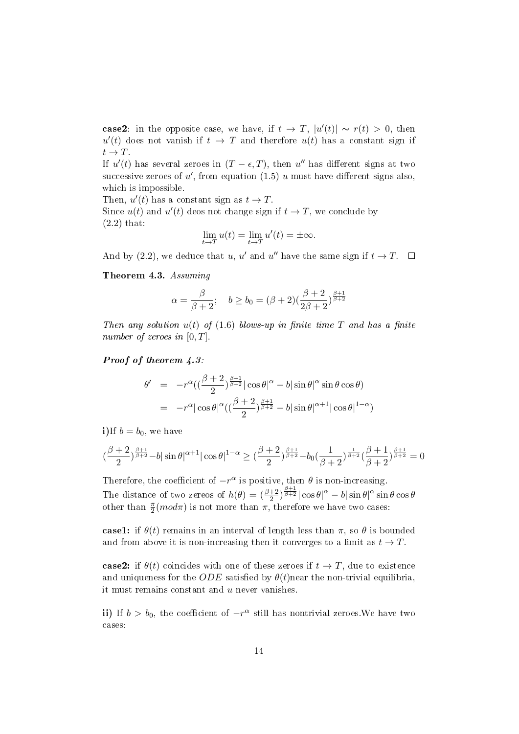**case2**: in the opposite case, we have, if $t \to T$, $|u'(t)| \sim r(t) > 0$, then $u'(t)$ does not vanish if $t \to T$ and therefore $u(t)$ has a constant sign if $t \to T$.
If $u'(t)$ has several zeroes in $(T-\epsilon, T)$, then $u''$ has different signs at two successive zeroes of $u'$, from equation (1.5) $u$ must have different signs also, which is impossible.
Then, $u'(t)$ has a constant sign as $t \to T$.
Since $u(t)$ and $u'(t)$ deos not change sign if $t \to T$, we conclude by (2.2) that:

$$\lim_{t\to T} u(t) = \lim_{t \to T} u'(t) = \pm\infty.$$

And by (2.2), we deduce that $u$, $u'$ and $u''$ have the same sign if $t \to T$. $\square$

**Theorem 4.3.** *Assuming*

$$\alpha = \frac{\beta}{\beta+2}; \quad b \geq b_0 = (\beta+2)(\frac{\beta+2}{2\beta+2})^{\frac{\beta+1}{\beta+2}}$$

*Then any solution $u(t)$ of (1.6) blows-up in finite time $T$ and has a finite number of zeroes in $[0, T]$.*

***Proof of theorem 4.3:***

$$\begin{aligned}
\theta' &= -r^{\alpha}((\frac{\beta+2}{2})^{\frac{\beta+1}{\beta+2}}|\cos\theta|^{\alpha} - b|\sin\theta|^{\alpha}\sin\theta\cos\theta) \\
&= -r^{\alpha}|\cos\theta|^{\alpha}((\frac{\beta+2}{2})^{\frac{\beta+1}{\beta+2}} - b|\sin\theta|^{\alpha+1}|\cos\theta|^{1-\alpha})
\end{aligned}$$

**i)** If $b = b_0$, we have

$$(\frac{\beta+2}{2})^{\frac{\beta+1}{\beta+2}} - b|\sin\theta|^{\alpha+1}|\cos\theta|^{1-\alpha} \geq (\frac{\beta+2}{2})^{\frac{\beta+1}{\beta+2}} - b_0(\frac{1}{\beta+2})^{\frac{1}{\beta+2}}(\frac{\beta+1}{\beta+2})^{\frac{\beta+1}{\beta+2}} = 0$$

Therefore, the coefficient of $-r^{\alpha}$ is positive, then $\theta$ is non-increasing.
The distance of two zereos of $h(\theta) = (\frac{\beta+2}{2})^{\frac{\beta+1}{\beta+2}}|\cos\theta|^{\alpha} - b|\sin\theta|^{\alpha}\sin\theta\cos\theta$ other than $\frac{\pi}{2}(mod\pi)$ is not more than $\pi$, therefore we have two cases:

**case1:** if $\theta(t)$ remains in an interval of length less than $\pi$, so $\theta$ is bounded and from above it is non-increasing then it converges to a limit as $t \to T$.

**case2:** if $\theta(t)$ coincides with one of these zeroes if $t \to T$, due to existence and uniqueness for the $ODE$ satisfied by $\theta(t)$near the non-trivial equilibria, it must remains constant and $u$ never vanishes.

**ii)** If $b > b_0$, the coefficient of $-r^{\alpha}$ still has nontrivial zeroes.We have two cases: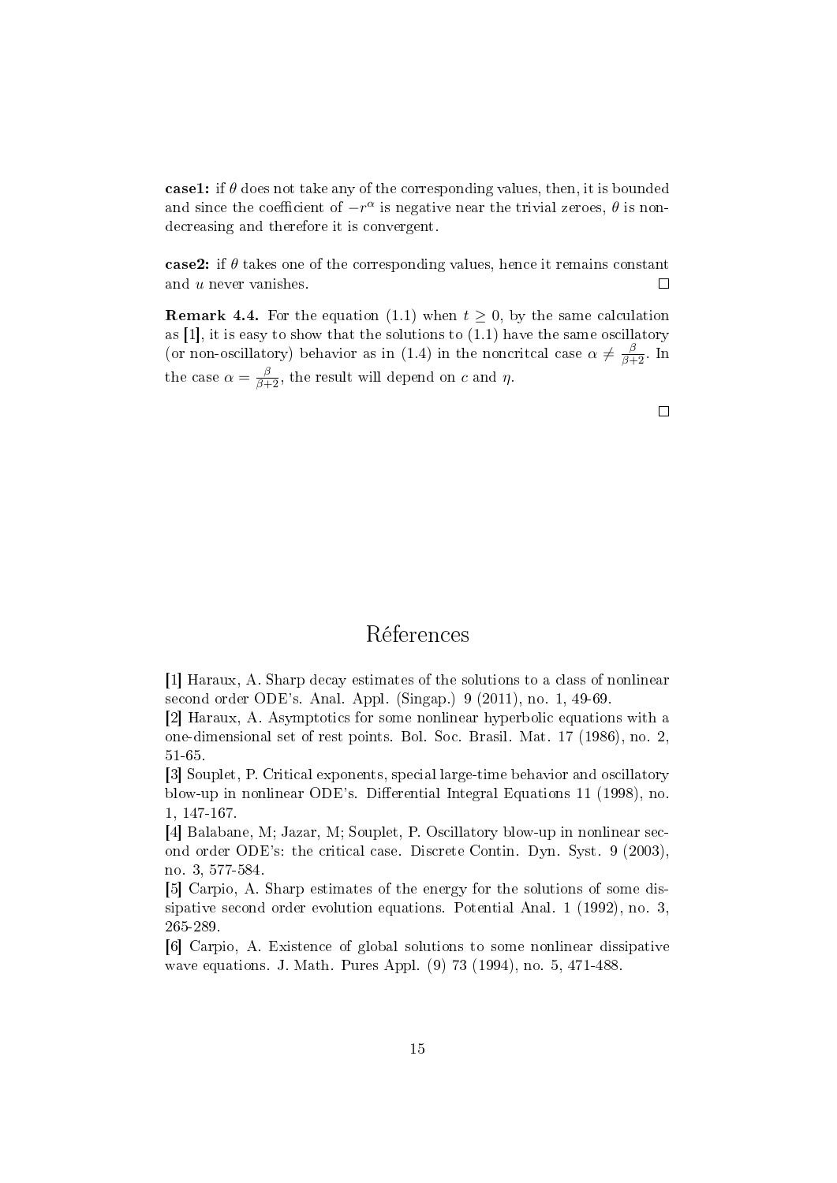**case1:** if $\theta$ does not take any of the corresponding values, then, it is bounded and since the coefficient of $-r^{\alpha}$ is negative near the trivial zeroes, $\theta$ is non-decreasing and therefore it is convergent.

**case2:** if $\theta$ takes one of the corresponding values, hence it remains constant and $u$ never vanishes. □

**Remark 4.4.** For the equation (1.1) when $t \geq 0$, by the same calculation as [1], it is easy to show that the solutions to (1.1) have the same oscillatory (or non-oscillatory) behavior as in (1.4) in the noncritcal case $\alpha \neq \frac{\beta}{\beta+2}$. In the case $\alpha = \frac{\beta}{\beta+2}$, the result will depend on $c$ and $\eta$.

□

# Réferences

[1] Haraux, A. Sharp decay estimates of the solutions to a class of nonlinear second order ODE's. Anal. Appl. (Singap.) 9 (2011), no. 1, 49-69.

[2] Haraux, A. Asymptotics for some nonlinear hyperbolic equations with a one-dimensional set of rest points. Bol. Soc. Brasil. Mat. 17 (1986), no. 2, 51-65.

[3] Souplet, P. Critical exponents, special large-time behavior and oscillatory blow-up in nonlinear ODE's. Differential Integral Equations 11 (1998), no. 1, 147-167.

[4] Balabane, M; Jazar, M; Souplet, P. Oscillatory blow-up in nonlinear second order ODE's: the critical case. Discrete Contin. Dyn. Syst. 9 (2003), no. 3, 577-584.

[5] Carpio, A. Sharp estimates of the energy for the solutions of some dissipative second order evolution equations. Potential Anal. 1 (1992), no. 3, 265-289.

[6] Carpio, A. Existence of global solutions to some nonlinear dissipative wave equations. J. Math. Pures Appl. (9) 73 (1994), no. 5, 471-488.